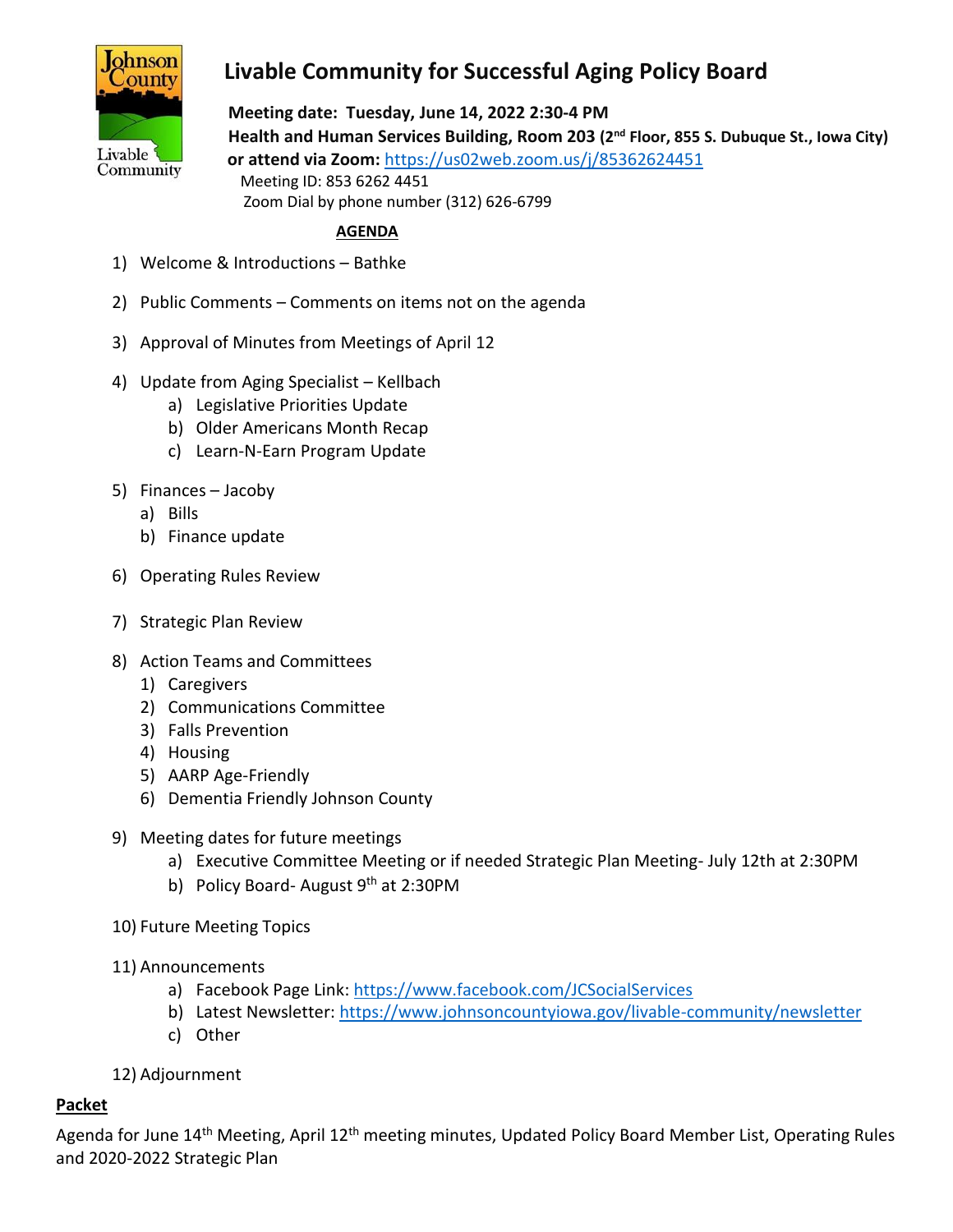# Livable Community for Successful Aging Policy Board

**Meeting date: Tuesday, June 14, 2022 2:30-4 PM**
**Health and Human Services Building, Room 203 (2nd Floor, 855 S. Dubuque St., Iowa City)**
**or attend via Zoom:** https://us02web.zoom.us/j/85362624451
Meeting ID: 853 6262 4451
Zoom Dial by phone number (312) 626-6799

**AGENDA**

1) Welcome & Introductions – Bathke
2) Public Comments – Comments on items not on the agenda
3) Approval of Minutes from Meetings of April 12
4) Update from Aging Specialist – Kellbach
   a) Legislative Priorities Update
   b) Older Americans Month Recap
   c) Learn-N-Earn Program Update
5) Finances – Jacoby
   a) Bills
   b) Finance update
6) Operating Rules Review
7) Strategic Plan Review
8) Action Teams and Committees
   1) Caregivers
   2) Communications Committee
   3) Falls Prevention
   4) Housing
   5) AARP Age-Friendly
   6) Dementia Friendly Johnson County
9) Meeting dates for future meetings
   a) Executive Committee Meeting or if needed Strategic Plan Meeting- July 12th at 2:30PM
   b) Policy Board- August 9th at 2:30PM
10) Future Meeting Topics
11) Announcements
   a) Facebook Page Link: https://www.facebook.com/JCSocialServices
   b) Latest Newsletter: https://www.johnsoncountyiowa.gov/livable-community/newsletter
   c) Other
12) Adjournment

**Packet**

Agenda for June 14th Meeting, April 12th meeting minutes, Updated Policy Board Member List, Operating Rules and 2020-2022 Strategic Plan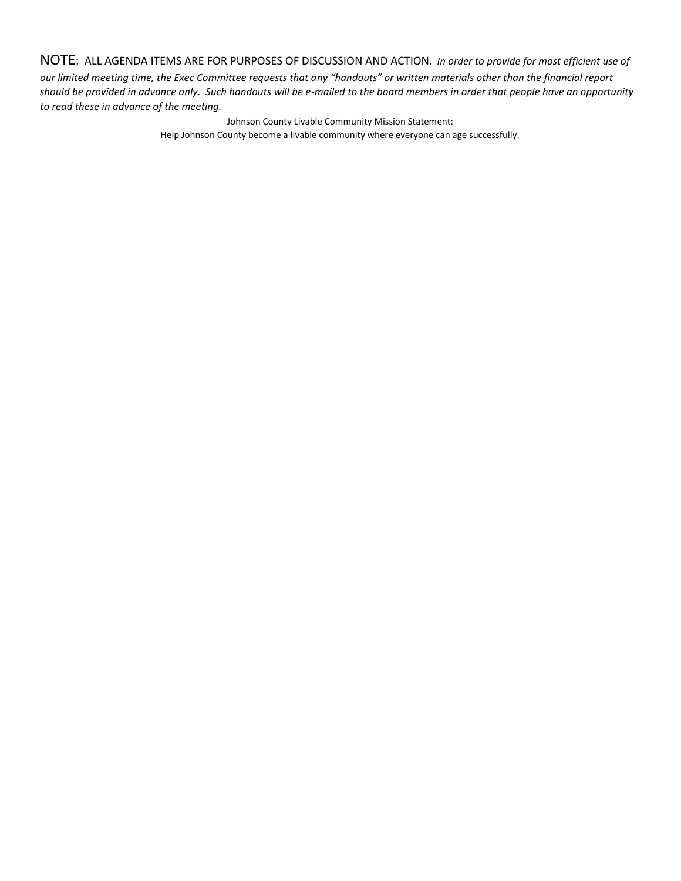NOTE: ALL AGENDA ITEMS ARE FOR PURPOSES OF DISCUSSION AND ACTION. *In order to provide for most efficient use of our limited meeting time, the Exec Committee requests that any "handouts" or written materials other than the financial report should be provided in advance only. Such handouts will be e-mailed to the board members in order that people have an opportunity to read these in advance of the meeting.*

Johnson County Livable Community Mission Statement:

Help Johnson County become a livable community where everyone can age successfully.